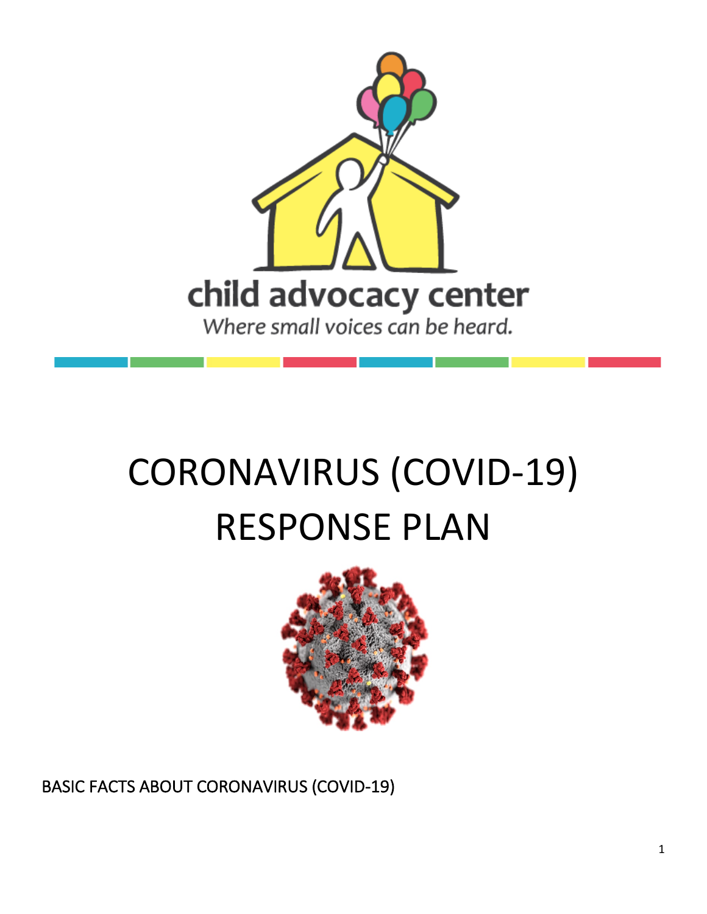child advocacy center

*Where small voices can be heard.*

# CORONAVIRUS (COVID-19) RESPONSE PLAN

## BASIC FACTS ABOUT CORONAVIRUS (COVID-19)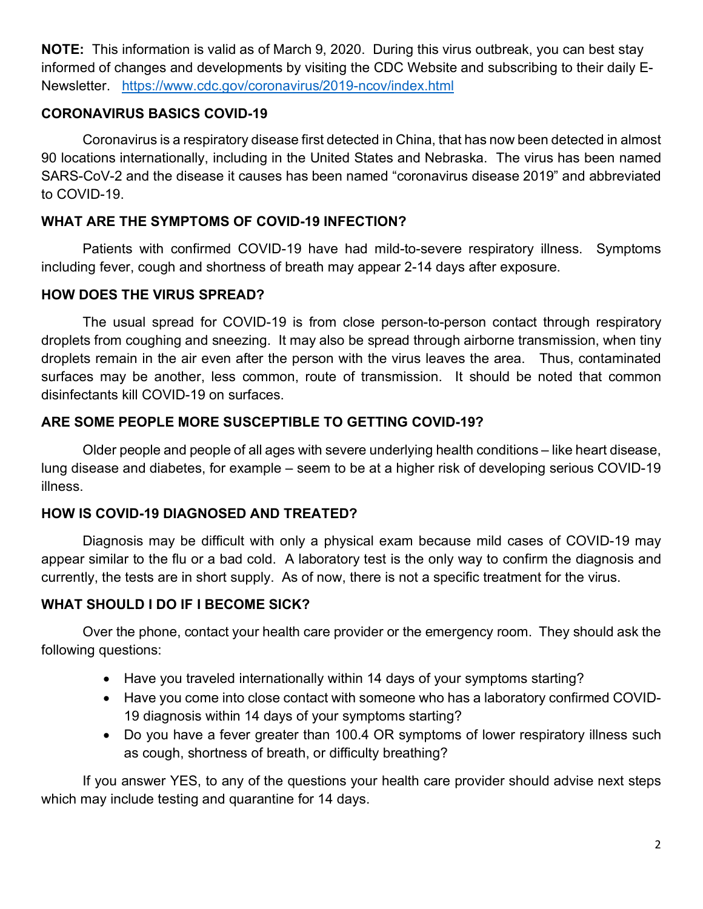**NOTE:** This information is valid as of March 9, 2020. During this virus outbreak, you can best stay informed of changes and developments by visiting the CDC Website and subscribing to their daily E-Newsletter. https://www.cdc.gov/coronavirus/2019-ncov/index.html

## CORONAVIRUS BASICS COVID-19

Coronavirus is a respiratory disease first detected in China, that has now been detected in almost 90 locations internationally, including in the United States and Nebraska. The virus has been named SARS-CoV-2 and the disease it causes has been named "coronavirus disease 2019" and abbreviated to COVID-19.

## WHAT ARE THE SYMPTOMS OF COVID-19 INFECTION?

Patients with confirmed COVID-19 have had mild-to-severe respiratory illness. Symptoms including fever, cough and shortness of breath may appear 2-14 days after exposure.

## HOW DOES THE VIRUS SPREAD?

The usual spread for COVID-19 is from close person-to-person contact through respiratory droplets from coughing and sneezing. It may also be spread through airborne transmission, when tiny droplets remain in the air even after the person with the virus leaves the area. Thus, contaminated surfaces may be another, less common, route of transmission. It should be noted that common disinfectants kill COVID-19 on surfaces.

## ARE SOME PEOPLE MORE SUSCEPTIBLE TO GETTING COVID-19?

Older people and people of all ages with severe underlying health conditions – like heart disease, lung disease and diabetes, for example – seem to be at a higher risk of developing serious COVID-19 illness.

## HOW IS COVID-19 DIAGNOSED AND TREATED?

Diagnosis may be difficult with only a physical exam because mild cases of COVID-19 may appear similar to the flu or a bad cold. A laboratory test is the only way to confirm the diagnosis and currently, the tests are in short supply. As of now, there is not a specific treatment for the virus.

## WHAT SHOULD I DO IF I BECOME SICK?

Over the phone, contact your health care provider or the emergency room. They should ask the following questions:

- Have you traveled internationally within 14 days of your symptoms starting?
- Have you come into close contact with someone who has a laboratory confirmed COVID-19 diagnosis within 14 days of your symptoms starting?
- Do you have a fever greater than 100.4 OR symptoms of lower respiratory illness such as cough, shortness of breath, or difficulty breathing?

If you answer YES, to any of the questions your health care provider should advise next steps which may include testing and quarantine for 14 days.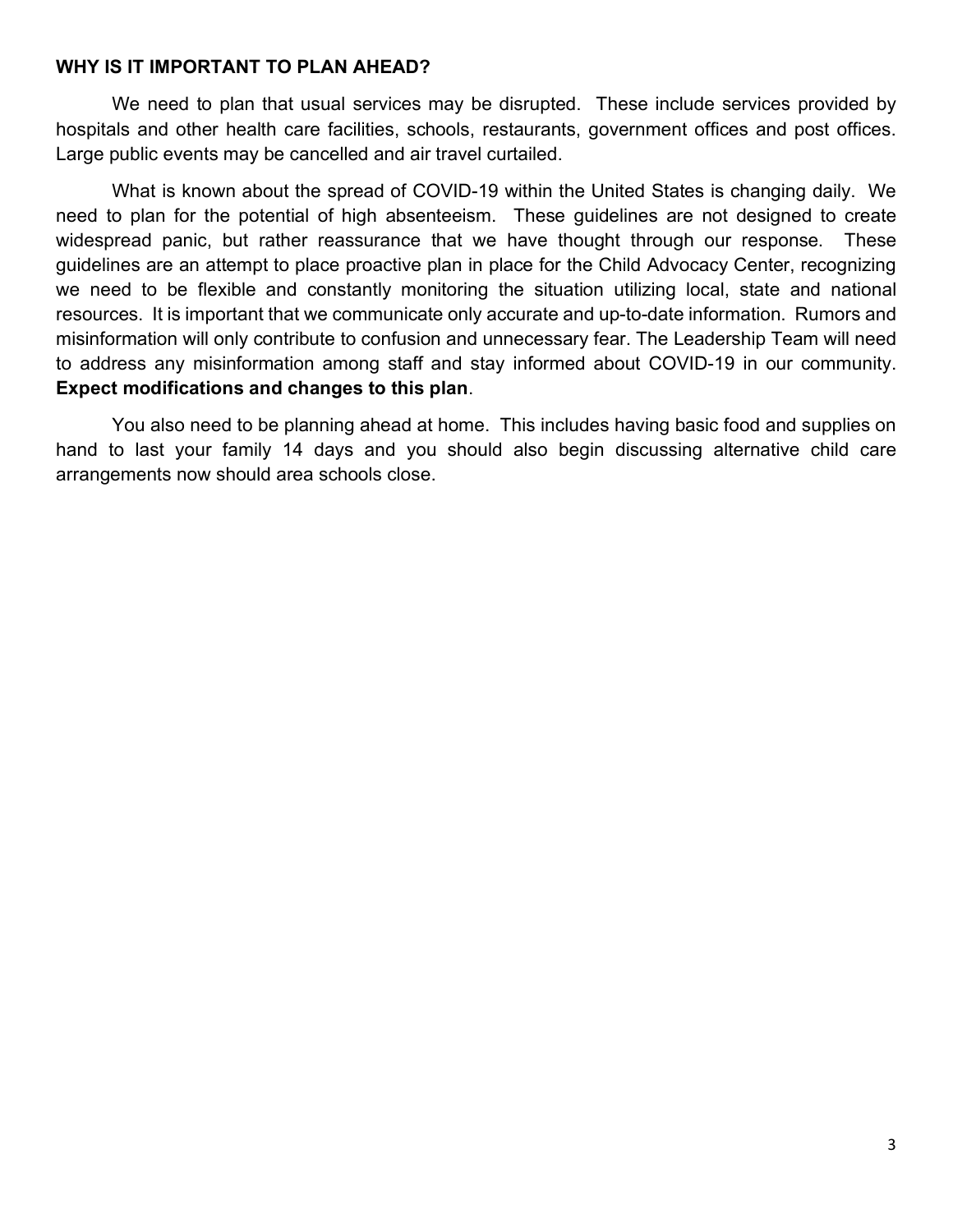**WHY IS IT IMPORTANT TO PLAN AHEAD?**

We need to plan that usual services may be disrupted. These include services provided by hospitals and other health care facilities, schools, restaurants, government offices and post offices. Large public events may be cancelled and air travel curtailed.

What is known about the spread of COVID-19 within the United States is changing daily. We need to plan for the potential of high absenteeism. These guidelines are not designed to create widespread panic, but rather reassurance that we have thought through our response. These guidelines are an attempt to place proactive plan in place for the Child Advocacy Center, recognizing we need to be flexible and constantly monitoring the situation utilizing local, state and national resources. It is important that we communicate only accurate and up-to-date information. Rumors and misinformation will only contribute to confusion and unnecessary fear. The Leadership Team will need to address any misinformation among staff and stay informed about COVID-19 in our community. **Expect modifications and changes to this plan**.

You also need to be planning ahead at home. This includes having basic food and supplies on hand to last your family 14 days and you should also begin discussing alternative child care arrangements now should area schools close.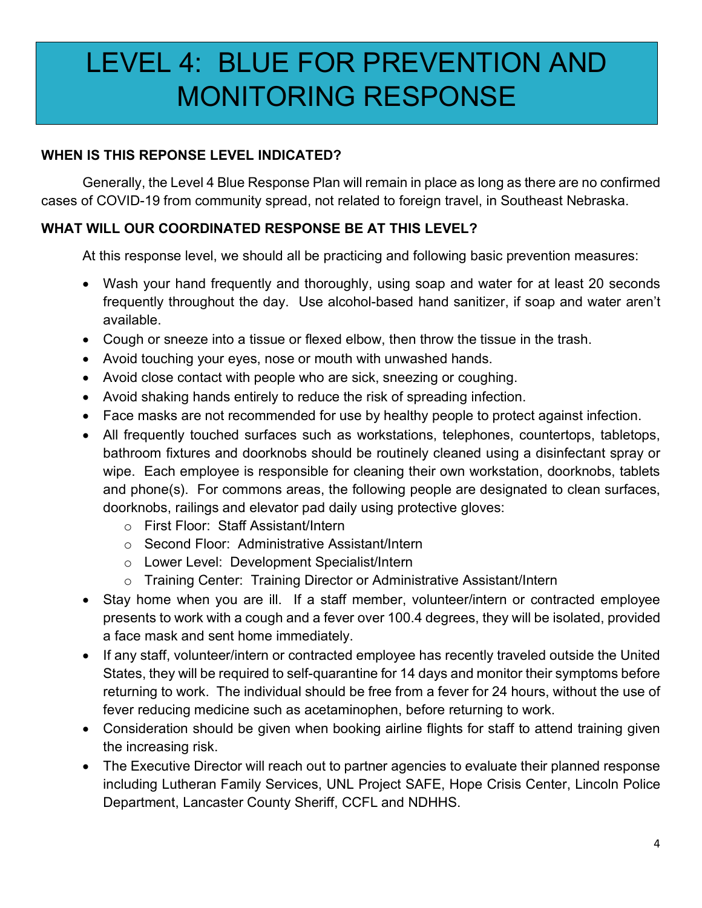# LEVEL 4: BLUE FOR PREVENTION AND MONITORING RESPONSE

**WHEN IS THIS REPONSE LEVEL INDICATED?**

Generally, the Level 4 Blue Response Plan will remain in place as long as there are no confirmed cases of COVID-19 from community spread, not related to foreign travel, in Southeast Nebraska.

**WHAT WILL OUR COORDINATED RESPONSE BE AT THIS LEVEL?**

At this response level, we should all be practicing and following basic prevention measures:

- Wash your hand frequently and thoroughly, using soap and water for at least 20 seconds frequently throughout the day. Use alcohol-based hand sanitizer, if soap and water aren't available.
- Cough or sneeze into a tissue or flexed elbow, then throw the tissue in the trash.
- Avoid touching your eyes, nose or mouth with unwashed hands.
- Avoid close contact with people who are sick, sneezing or coughing.
- Avoid shaking hands entirely to reduce the risk of spreading infection.
- Face masks are not recommended for use by healthy people to protect against infection.
- All frequently touched surfaces such as workstations, telephones, countertops, tabletops, bathroom fixtures and doorknobs should be routinely cleaned using a disinfectant spray or wipe. Each employee is responsible for cleaning their own workstation, doorknobs, tablets and phone(s). For commons areas, the following people are designated to clean surfaces, doorknobs, railings and elevator pad daily using protective gloves:
  - First Floor: Staff Assistant/Intern
  - Second Floor: Administrative Assistant/Intern
  - Lower Level: Development Specialist/Intern
  - Training Center: Training Director or Administrative Assistant/Intern
- Stay home when you are ill. If a staff member, volunteer/intern or contracted employee presents to work with a cough and a fever over 100.4 degrees, they will be isolated, provided a face mask and sent home immediately.
- If any staff, volunteer/intern or contracted employee has recently traveled outside the United States, they will be required to self-quarantine for 14 days and monitor their symptoms before returning to work. The individual should be free from a fever for 24 hours, without the use of fever reducing medicine such as acetaminophen, before returning to work.
- Consideration should be given when booking airline flights for staff to attend training given the increasing risk.
- The Executive Director will reach out to partner agencies to evaluate their planned response including Lutheran Family Services, UNL Project SAFE, Hope Crisis Center, Lincoln Police Department, Lancaster County Sheriff, CCFL and NDHHS.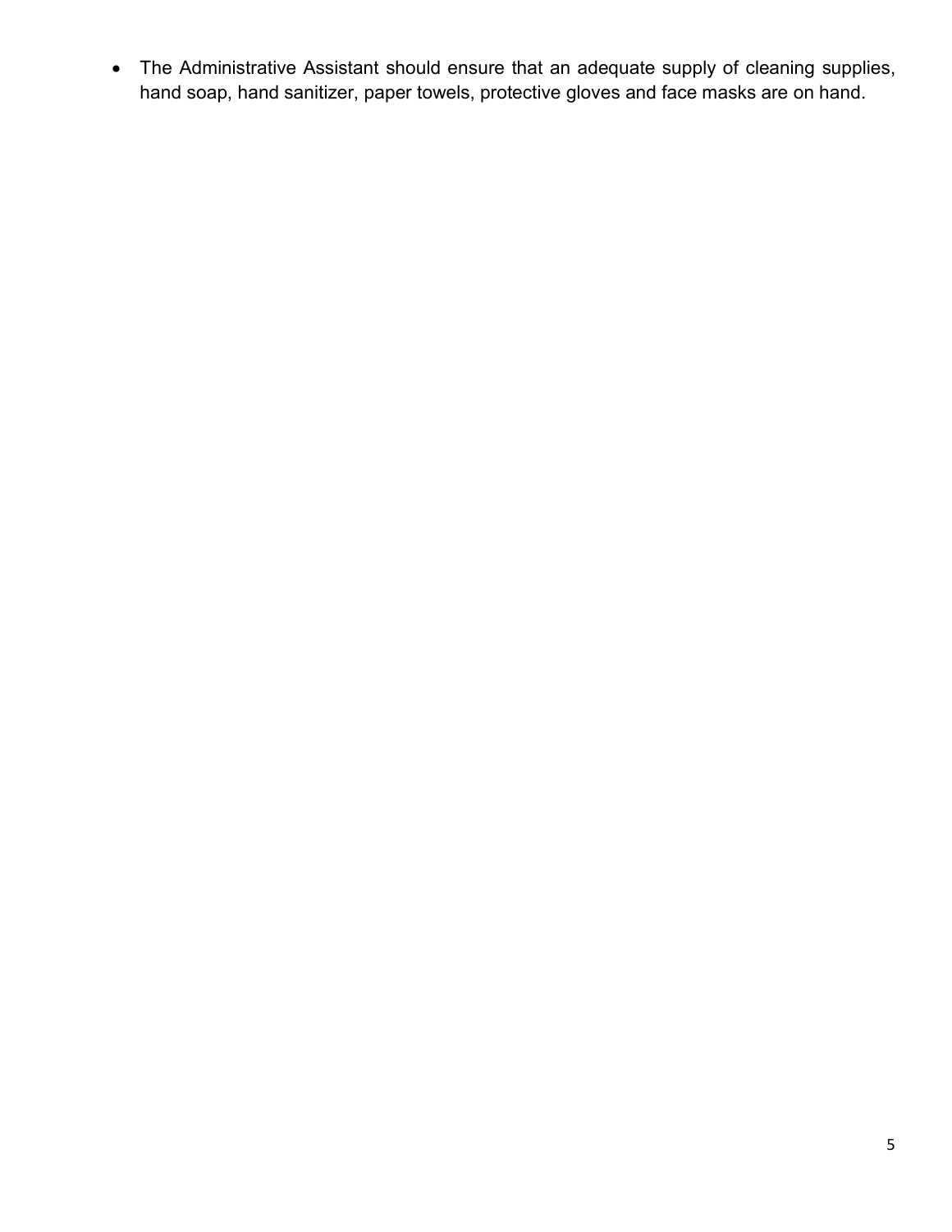- The Administrative Assistant should ensure that an adequate supply of cleaning supplies, hand soap, hand sanitizer, paper towels, protective gloves and face masks are on hand.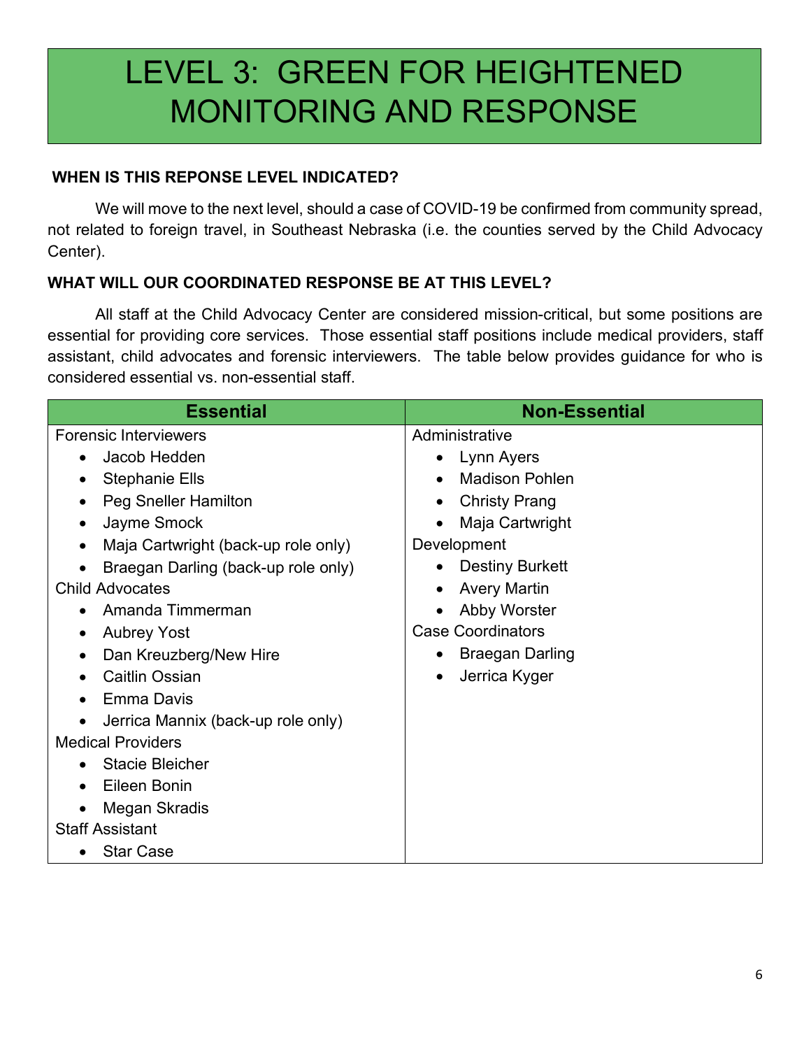# LEVEL 3: GREEN FOR HEIGHTENED MONITORING AND RESPONSE

**WHEN IS THIS REPONSE LEVEL INDICATED?**

We will move to the next level, should a case of COVID-19 be confirmed from community spread, not related to foreign travel, in Southeast Nebraska (i.e. the counties served by the Child Advocacy Center).

**WHAT WILL OUR COORDINATED RESPONSE BE AT THIS LEVEL?**

All staff at the Child Advocacy Center are considered mission-critical, but some positions are essential for providing core services. Those essential staff positions include medical providers, staff assistant, child advocates and forensic interviewers. The table below provides guidance for who is considered essential vs. non-essential staff.

| Essential | Non-Essential |
| --- | --- |
| Forensic Interviewers<br>• Jacob Hedden<br>• Stephanie Ells<br>• Peg Sneller Hamilton<br>• Jayme Smock<br>• Maja Cartwright (back-up role only)<br>• Braegan Darling (back-up role only)<br>Child Advocates<br>• Amanda Timmerman<br>• Aubrey Yost<br>• Dan Kreuzberg/New Hire<br>• Caitlin Ossian<br>• Emma Davis<br>• Jerrica Mannix (back-up role only)<br>Medical Providers<br>• Stacie Bleicher<br>• Eileen Bonin<br>• Megan Skradis<br>Staff Assistant<br>• Star Case | Administrative<br>• Lynn Ayers<br>• Madison Pohlen<br>• Christy Prang<br>• Maja Cartwright<br>Development<br>• Destiny Burkett<br>• Avery Martin<br>• Abby Worster<br>Case Coordinators<br>• Braegan Darling<br>• Jerrica Kyger |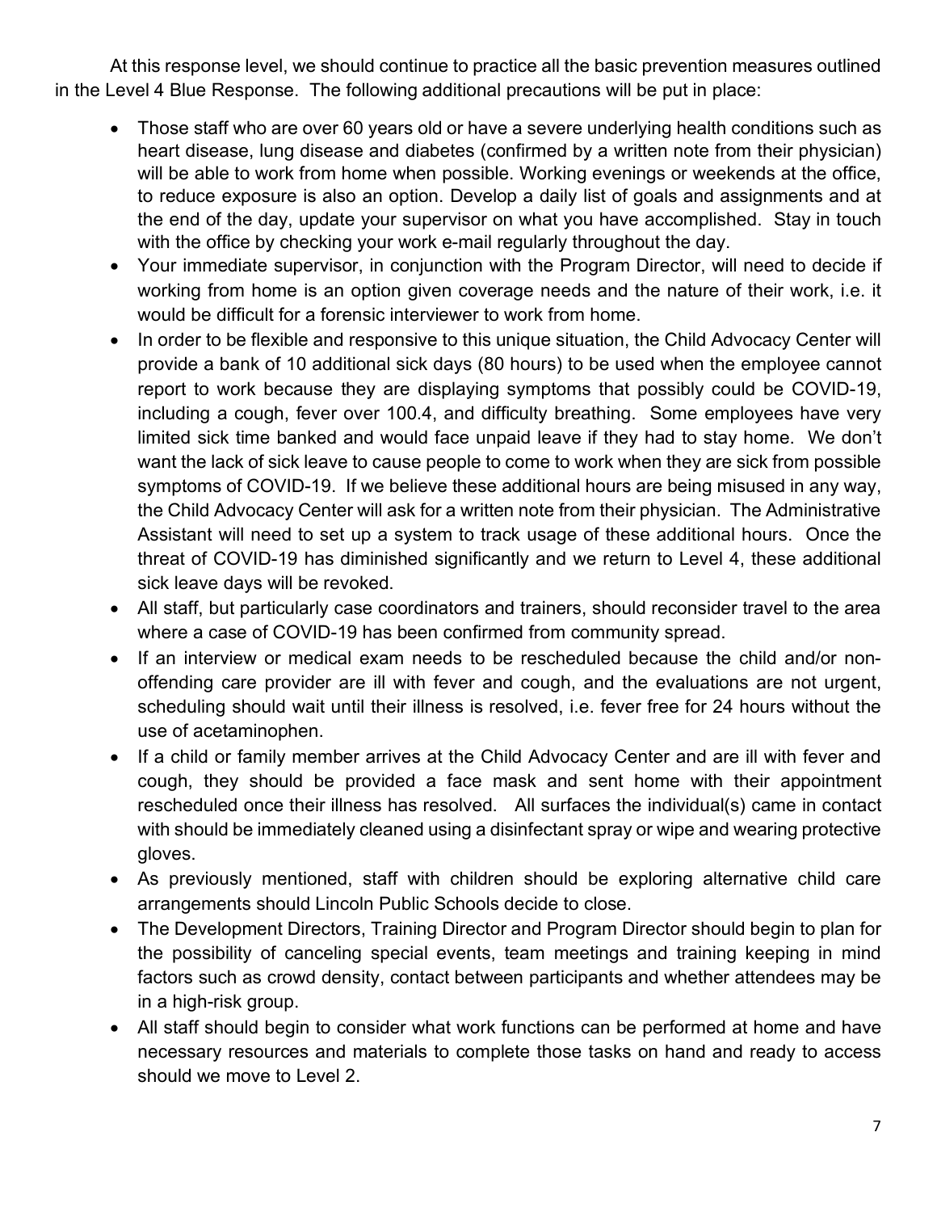At this response level, we should continue to practice all the basic prevention measures outlined in the Level 4 Blue Response. The following additional precautions will be put in place:

- Those staff who are over 60 years old or have a severe underlying health conditions such as heart disease, lung disease and diabetes (confirmed by a written note from their physician) will be able to work from home when possible. Working evenings or weekends at the office, to reduce exposure is also an option. Develop a daily list of goals and assignments and at the end of the day, update your supervisor on what you have accomplished. Stay in touch with the office by checking your work e-mail regularly throughout the day.
- Your immediate supervisor, in conjunction with the Program Director, will need to decide if working from home is an option given coverage needs and the nature of their work, i.e. it would be difficult for a forensic interviewer to work from home.
- In order to be flexible and responsive to this unique situation, the Child Advocacy Center will provide a bank of 10 additional sick days (80 hours) to be used when the employee cannot report to work because they are displaying symptoms that possibly could be COVID-19, including a cough, fever over 100.4, and difficulty breathing. Some employees have very limited sick time banked and would face unpaid leave if they had to stay home. We don't want the lack of sick leave to cause people to come to work when they are sick from possible symptoms of COVID-19. If we believe these additional hours are being misused in any way, the Child Advocacy Center will ask for a written note from their physician. The Administrative Assistant will need to set up a system to track usage of these additional hours. Once the threat of COVID-19 has diminished significantly and we return to Level 4, these additional sick leave days will be revoked.
- All staff, but particularly case coordinators and trainers, should reconsider travel to the area where a case of COVID-19 has been confirmed from community spread.
- If an interview or medical exam needs to be rescheduled because the child and/or non-offending care provider are ill with fever and cough, and the evaluations are not urgent, scheduling should wait until their illness is resolved, i.e. fever free for 24 hours without the use of acetaminophen.
- If a child or family member arrives at the Child Advocacy Center and are ill with fever and cough, they should be provided a face mask and sent home with their appointment rescheduled once their illness has resolved. All surfaces the individual(s) came in contact with should be immediately cleaned using a disinfectant spray or wipe and wearing protective gloves.
- As previously mentioned, staff with children should be exploring alternative child care arrangements should Lincoln Public Schools decide to close.
- The Development Directors, Training Director and Program Director should begin to plan for the possibility of canceling special events, team meetings and training keeping in mind factors such as crowd density, contact between participants and whether attendees may be in a high-risk group.
- All staff should begin to consider what work functions can be performed at home and have necessary resources and materials to complete those tasks on hand and ready to access should we move to Level 2.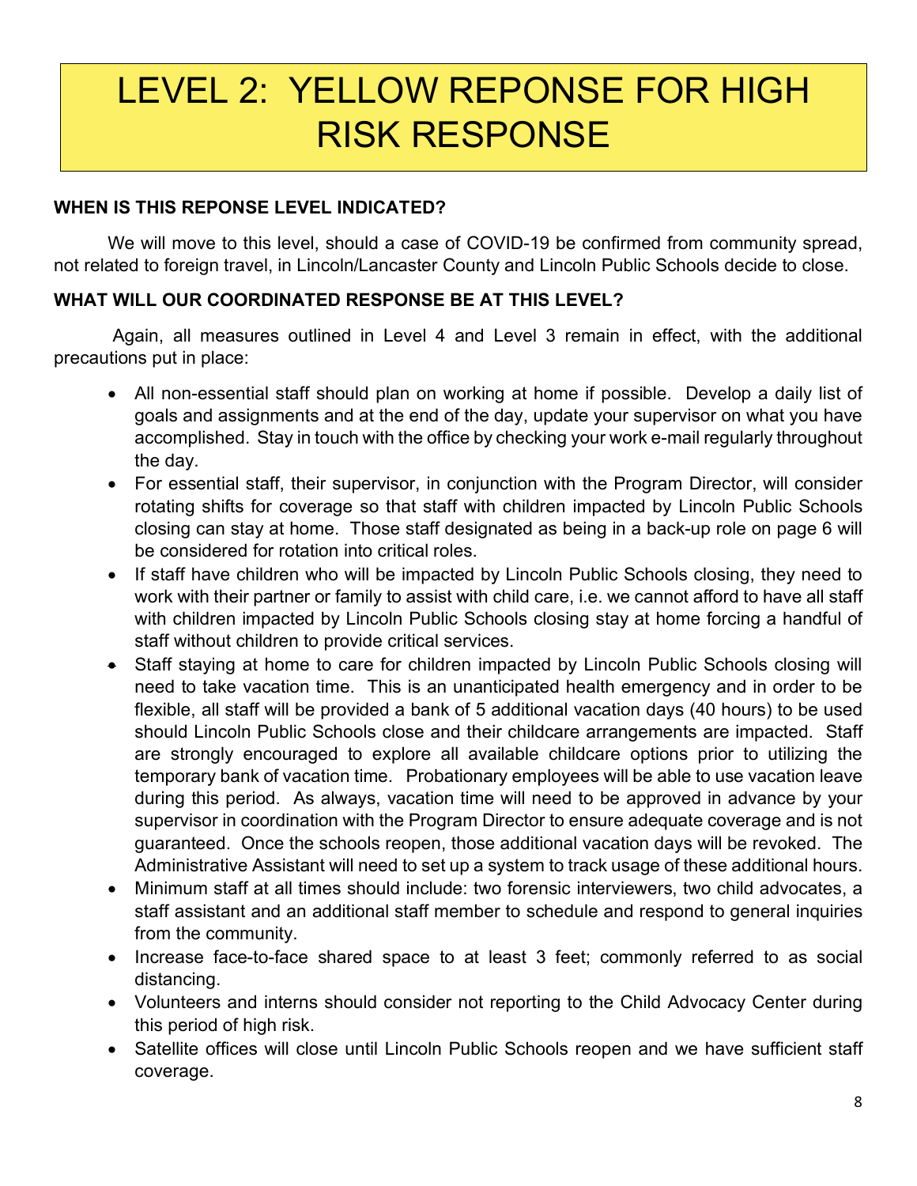# LEVEL 2: YELLOW REPONSE FOR HIGH RISK RESPONSE

**WHEN IS THIS REPONSE LEVEL INDICATED?**

We will move to this level, should a case of COVID-19 be confirmed from community spread, not related to foreign travel, in Lincoln/Lancaster County and Lincoln Public Schools decide to close.

**WHAT WILL OUR COORDINATED RESPONSE BE AT THIS LEVEL?**

Again, all measures outlined in Level 4 and Level 3 remain in effect, with the additional precautions put in place:

- All non-essential staff should plan on working at home if possible. Develop a daily list of goals and assignments and at the end of the day, update your supervisor on what you have accomplished. Stay in touch with the office by checking your work e-mail regularly throughout the day.
- For essential staff, their supervisor, in conjunction with the Program Director, will consider rotating shifts for coverage so that staff with children impacted by Lincoln Public Schools closing can stay at home. Those staff designated as being in a back-up role on page 6 will be considered for rotation into critical roles.
- If staff have children who will be impacted by Lincoln Public Schools closing, they need to work with their partner or family to assist with child care, i.e. we cannot afford to have all staff with children impacted by Lincoln Public Schools closing stay at home forcing a handful of staff without children to provide critical services.
- Staff staying at home to care for children impacted by Lincoln Public Schools closing will need to take vacation time. This is an unanticipated health emergency and in order to be flexible, all staff will be provided a bank of 5 additional vacation days (40 hours) to be used should Lincoln Public Schools close and their childcare arrangements are impacted. Staff are strongly encouraged to explore all available childcare options prior to utilizing the temporary bank of vacation time. Probationary employees will be able to use vacation leave during this period. As always, vacation time will need to be approved in advance by your supervisor in coordination with the Program Director to ensure adequate coverage and is not guaranteed. Once the schools reopen, those additional vacation days will be revoked. The Administrative Assistant will need to set up a system to track usage of these additional hours.
- Minimum staff at all times should include: two forensic interviewers, two child advocates, a staff assistant and an additional staff member to schedule and respond to general inquiries from the community.
- Increase face-to-face shared space to at least 3 feet; commonly referred to as social distancing.
- Volunteers and interns should consider not reporting to the Child Advocacy Center during this period of high risk.
- Satellite offices will close until Lincoln Public Schools reopen and we have sufficient staff coverage.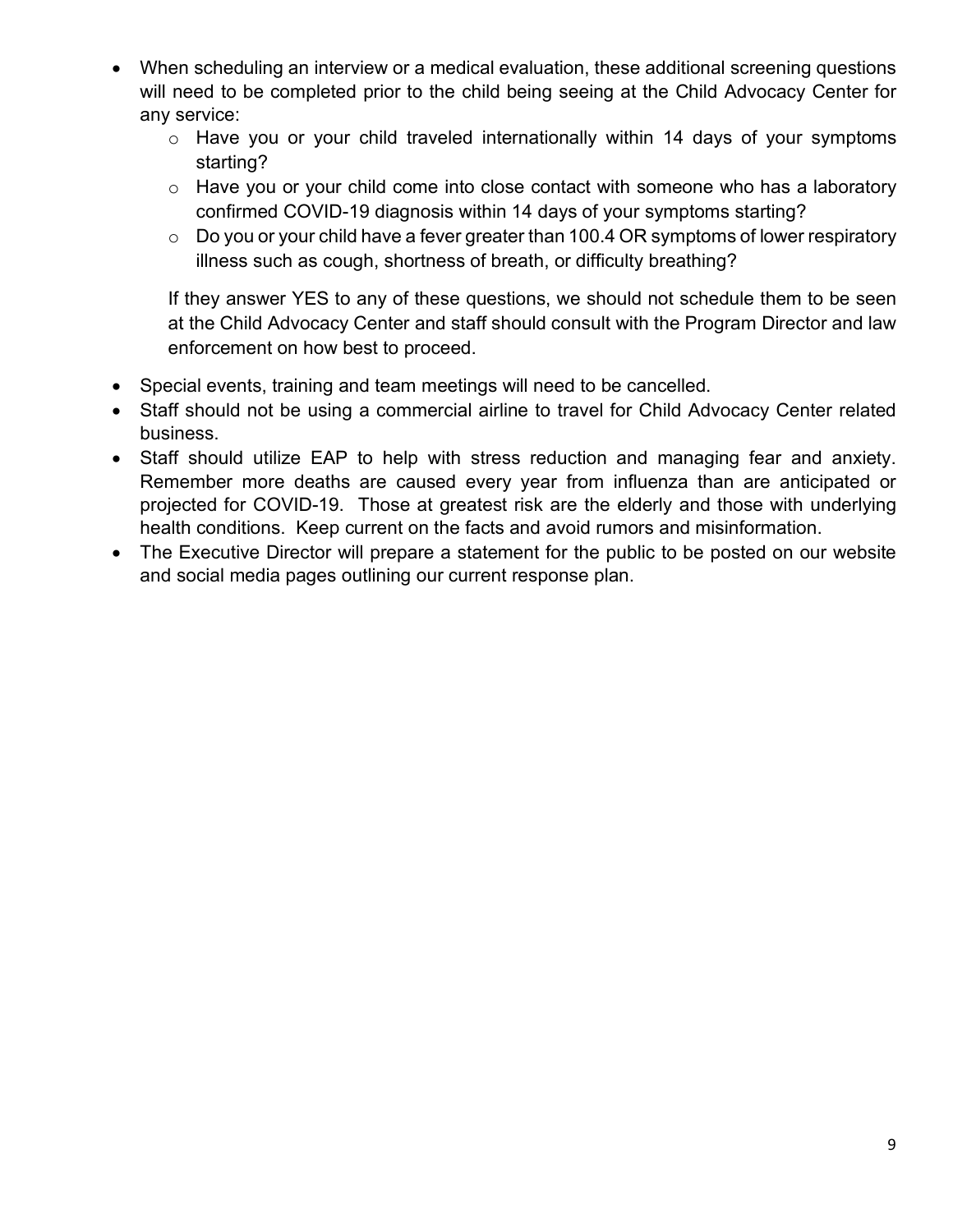- When scheduling an interview or a medical evaluation, these additional screening questions will need to be completed prior to the child being seeing at the Child Advocacy Center for any service:
    - Have you or your child traveled internationally within 14 days of your symptoms starting?
    - Have you or your child come into close contact with someone who has a laboratory confirmed COVID-19 diagnosis within 14 days of your symptoms starting?
    - Do you or your child have a fever greater than 100.4 OR symptoms of lower respiratory illness such as cough, shortness of breath, or difficulty breathing?

  If they answer YES to any of these questions, we should not schedule them to be seen at the Child Advocacy Center and staff should consult with the Program Director and law enforcement on how best to proceed.

- Special events, training and team meetings will need to be cancelled.
- Staff should not be using a commercial airline to travel for Child Advocacy Center related business.
- Staff should utilize EAP to help with stress reduction and managing fear and anxiety. Remember more deaths are caused every year from influenza than are anticipated or projected for COVID-19. Those at greatest risk are the elderly and those with underlying health conditions. Keep current on the facts and avoid rumors and misinformation.
- The Executive Director will prepare a statement for the public to be posted on our website and social media pages outlining our current response plan.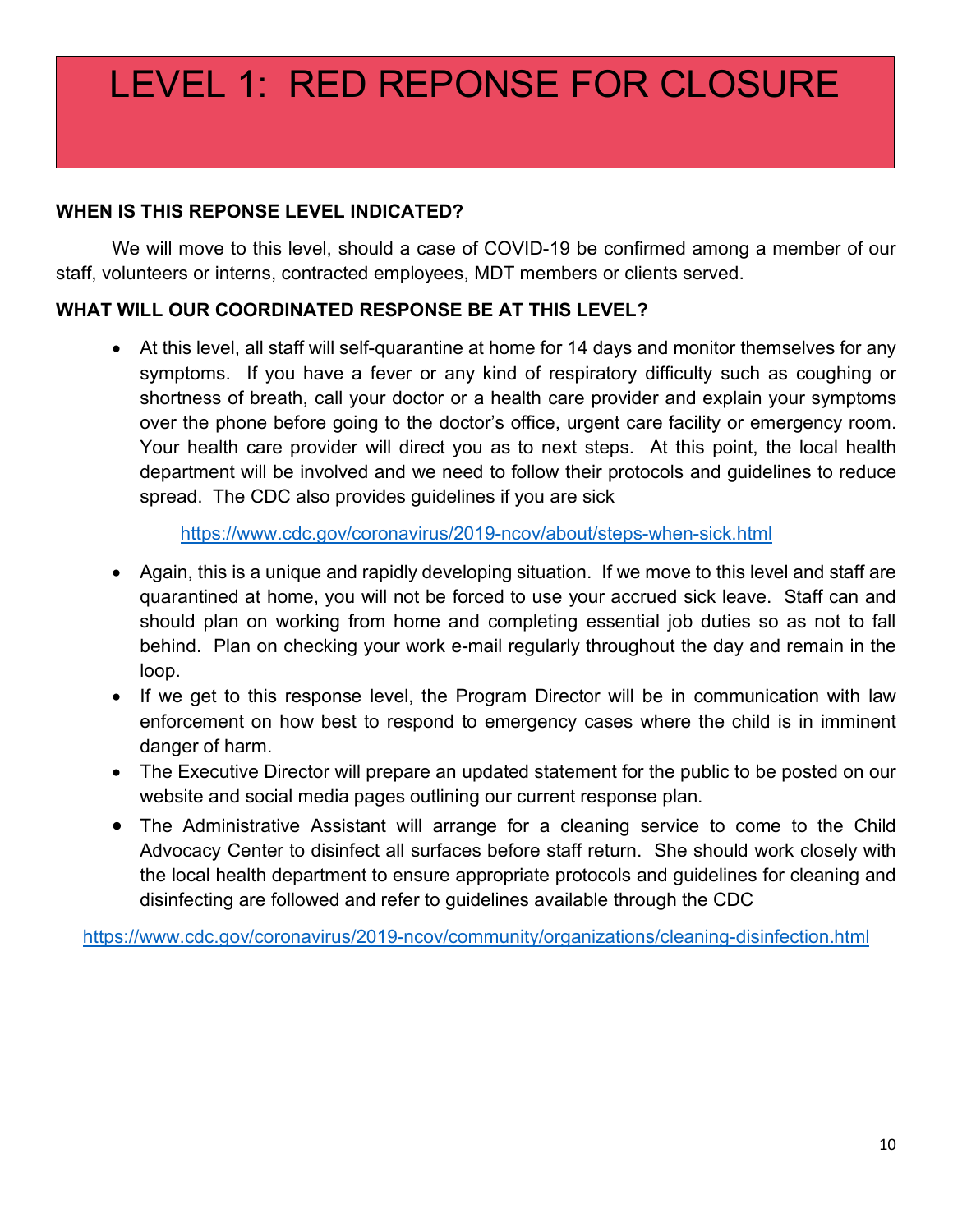# LEVEL 1: RED REPONSE FOR CLOSURE

**WHEN IS THIS REPONSE LEVEL INDICATED?**

We will move to this level, should a case of COVID-19 be confirmed among a member of our staff, volunteers or interns, contracted employees, MDT members or clients served.

**WHAT WILL OUR COORDINATED RESPONSE BE AT THIS LEVEL?**

- At this level, all staff will self-quarantine at home for 14 days and monitor themselves for any symptoms. If you have a fever or any kind of respiratory difficulty such as coughing or shortness of breath, call your doctor or a health care provider and explain your symptoms over the phone before going to the doctor's office, urgent care facility or emergency room. Your health care provider will direct you as to next steps. At this point, the local health department will be involved and we need to follow their protocols and guidelines to reduce spread. The CDC also provides guidelines if you are sick

  https://www.cdc.gov/coronavirus/2019-ncov/about/steps-when-sick.html

- Again, this is a unique and rapidly developing situation. If we move to this level and staff are quarantined at home, you will not be forced to use your accrued sick leave. Staff can and should plan on working from home and completing essential job duties so as not to fall behind. Plan on checking your work e-mail regularly throughout the day and remain in the loop.
- If we get to this response level, the Program Director will be in communication with law enforcement on how best to respond to emergency cases where the child is in imminent danger of harm.
- The Executive Director will prepare an updated statement for the public to be posted on our website and social media pages outlining our current response plan.
- The Administrative Assistant will arrange for a cleaning service to come to the Child Advocacy Center to disinfect all surfaces before staff return. She should work closely with the local health department to ensure appropriate protocols and guidelines for cleaning and disinfecting are followed and refer to guidelines available through the CDC

https://www.cdc.gov/coronavirus/2019-ncov/community/organizations/cleaning-disinfection.html